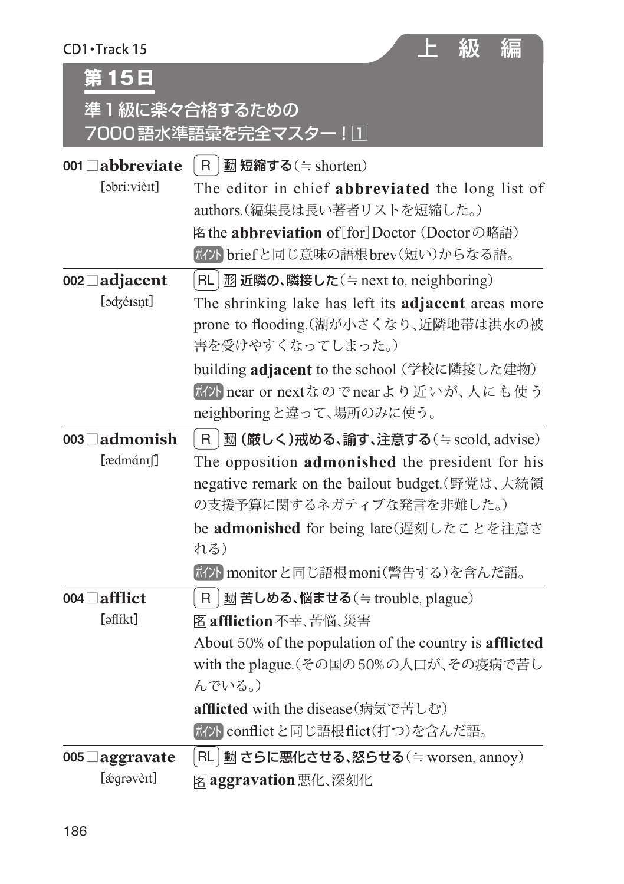CD1・Track 15

上 級 編

# 第15日

## 準1級に楽々合格するための 7000語水準語彙を完全マスター！1

**001 □abbreviate** [əbríːvièɪt]

R 動 **短縮する**（≒ shorten）

The editor in chief **abbreviated** the long list of authors.（編集長は長い著者リストを短縮した。）

名 the **abbreviation** of[for] Doctor（Doctorの略語）

ポイント briefと同じ意味の語根brev（短い）からなる語。

**002 □adjacent** [ədʒéɪsnt]

RL 形 **近隣の、隣接した**（≒ next to, neighboring）

The shrinking lake has left its **adjacent** areas more prone to flooding.（湖が小さくなり、近隣地帯は洪水の被害を受けやすくなってしまった。）

building **adjacent** to the school（学校に隣接した建物）

ポイント near or nextなのでnearより近いが、人にも使うneighboringと違って、場所のみに使う。

**003 □admonish** [ædmánɪʃ]

R 動 **（厳しく）戒める、諭す、注意する**（≒ scold, advise）

The opposition **admonished** the president for his negative remark on the bailout budget.（野党は、大統領の支援予算に関するネガティブな発言を非難した。）

be **admonished** for being late（遅刻したことを注意される）

ポイント monitorと同じ語根moni（警告する）を含んだ語。

**004 □afflict** [əflíkt]

R 動 **苦しめる、悩ませる**（≒ trouble, plague）

名 **affliction** 不幸、苦悩、災害

About 50% of the population of the country is **afflicted** with the plague.（その国の50%の人口が、その疫病で苦しんでいる。）

**afflicted** with the disease（病気で苦しむ）

ポイント conflictと同じ語根flict（打つ）を含んだ語。

**005 □aggravate** [ǽgrəvèɪt]

RL 動 **さらに悪化させる、怒らせる**（≒ worsen, annoy）

名 **aggravation** 悪化、深刻化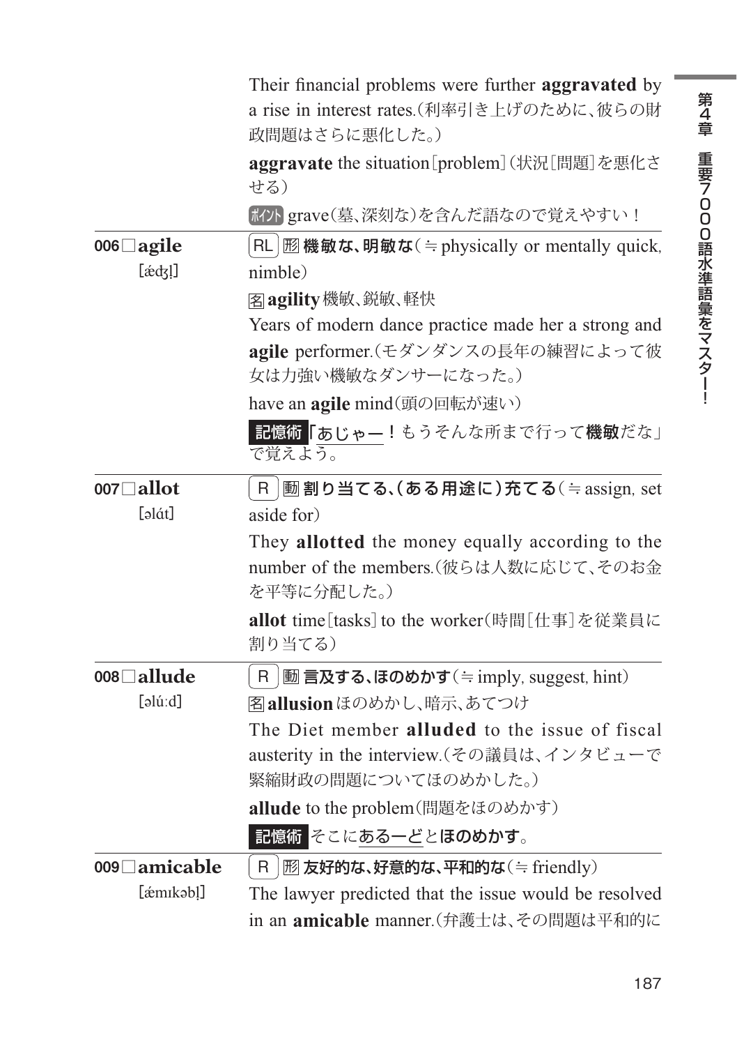Their financial problems were further **aggravated** by a rise in interest rates.(利率引き上げのために、彼らの財政問題はさらに悪化した。)

**aggravate** the situation[problem](状況[問題]を悪化させる)

ポイント grave(墓、深刻な)を含んだ語なので覚えやすい！

---

**006□agile** [ǽdʒl̩]

RL 形 **機敏な、明敏な**(≒physically or mentally quick, nimble)

名 **agility** 機敏、鋭敏、軽快

Years of modern dance practice made her a strong and **agile** performer.(モダンダンスの長年の練習によって彼女は力強い機敏なダンサーになった。)

have an **agile** mind(頭の回転が速い)

**記憶術** 「あじゃー！もうそんな所まで行って**機敏**だな」で覚えよう。

---

**007□allot** [əlɑ́t]

R 動 **割り当てる、(ある用途に)充てる**(≒assign, set aside for)

They **allotted** the money equally according to the number of the members.(彼らは人数に応じて、そのお金を平等に分配した。)

**allot** time[tasks] to the worker(時間[仕事]を従業員に割り当てる)

---

**008□allude** [əlúːd]

R 動 **言及する、ほのめかす**(≒imply, suggest, hint)

名 **allusion** ほのめかし、暗示、あてつけ

The Diet member **alluded** to the issue of fiscal austerity in the interview.(その議員は、インタビューで緊縮財政の問題についてほのめかした。)

**allude** to the problem(問題をほのめかす)

**記憶術** そこにあるーどと**ほのめかす**。

---

**009□amicable** [ǽmɪkəbl̩]

R 形 **友好的な、好意的な、平和的な**(≒friendly)

The lawyer predicted that the issue would be resolved in an **amicable** manner.(弁護士は、その問題は平和的に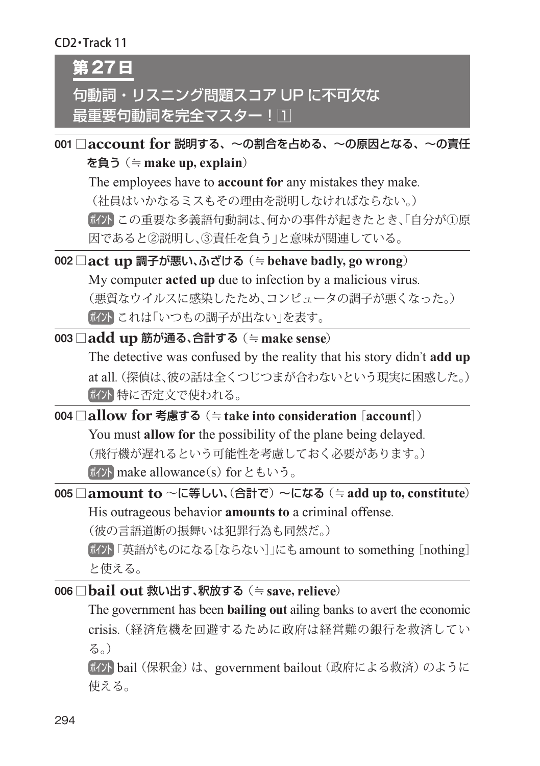CD2・Track 11

# 第27日

## 句動詞・リスニング問題スコア UP に不可欠な最重要句動詞を完全マスター！①

001 □**account for** **説明する、～の割合を占める、～の原因となる、～の責任を負う**（≒ **make up, explain**）

The employees have to **account for** any mistakes they make.
（社員はいかなるミスもその理由を説明しなければならない。）

ポイント この重要な多義語句動詞は、何かの事件が起きたとき、「自分が①原因であると②説明し、③責任を負う」と意味が関連している。

002 □**act up** **調子が悪い、ふざける**（≒ **behave badly, go wrong**）

My computer **acted up** due to infection by a malicious virus.
（悪質なウイルスに感染したため、コンピュータの調子が悪くなった。）

ポイント これは「いつもの調子が出ない」を表す。

003 □**add up** **筋が通る、合計する**（≒ **make sense**）

The detective was confused by the reality that his story didn't **add up** at all.（探偵は、彼の話は全くつじつまが合わないという現実に困惑した。）

ポイント 特に否定文で使われる。

004 □**allow for** **考慮する**（≒ **take into consideration** [**account**]）

You must **allow for** the possibility of the plane being delayed.
（飛行機が遅れるという可能性を考慮しておく必要があります。）

ポイント make allowance(s) for ともいう。

005 □**amount to** **～に等しい、（合計で）～になる**（≒ **add up to, constitute**）

His outrageous behavior **amounts to** a criminal offense.
（彼の言語道断の振舞いは犯罪行為も同然だ。）

ポイント 「英語がものになる[ならない]」にも amount to something [nothing] と使える。

006 □**bail out** **救い出す、釈放する**（≒ **save, relieve**）

The government has been **bailing out** ailing banks to avert the economic crisis.（経済危機を回避するために政府は経営難の銀行を救済している。）

ポイント bail（保釈金）は、government bailout（政府による救済）のように使える。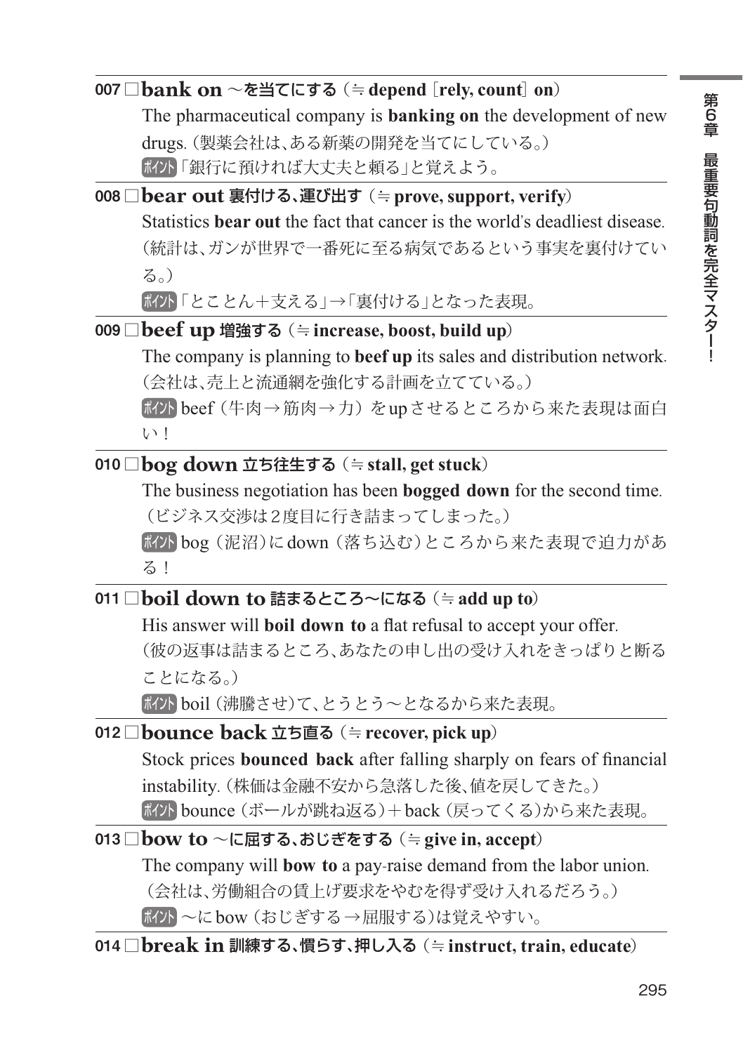**007** □**bank on** ～を当てにする（≒ **depend［rely, count］on**）

The pharmaceutical company is **banking on** the development of new drugs.（製薬会社は、ある新薬の開発を当てにしている。）

ポイント「銀行に預ければ大丈夫と頼る」と覚えよう。

**008** □**bear out** 裏付ける、運び出す（≒ **prove, support, verify**）

Statistics **bear out** the fact that cancer is the world's deadliest disease.（統計は、ガンが世界で一番死に至る病気であるという事実を裏付けている。）

ポイント「とことん＋支える」→「裏付ける」となった表現。

**009** □**beef up** 増強する（≒ **increase, boost, build up**）

The company is planning to **beef up** its sales and distribution network.（会社は、売上と流通網を強化する計画を立てている。）

ポイント beef（牛肉→筋肉→力）をupさせるところから来た表現は面白い！

**010** □**bog down** 立ち往生する（≒ **stall, get stuck**）

The business negotiation has been **bogged down** for the second time.（ビジネス交渉は2度目に行き詰まってしまった。）

ポイント bog（泥沼）にdown（落ち込む）ところから来た表現で迫力がある！

**011** □**boil down to** 詰まるところ～になる（≒ **add up to**）

His answer will **boil down to** a flat refusal to accept your offer.（彼の返事は詰まるところ、あなたの申し出の受け入れをきっぱりと断ることになる。）

ポイント boil（沸騰させ）て、とうとう～となるから来た表現。

**012** □**bounce back** 立ち直る（≒ **recover, pick up**）

Stock prices **bounced back** after falling sharply on fears of financial instability.（株価は金融不安から急落した後、値を戻してきた。）

ポイント bounce（ボールが跳ね返る）＋back（戻ってくる）から来た表現。

**013** □**bow to** ～に屈する、おじぎをする（≒ **give in, accept**）

The company will **bow to** a pay-raise demand from the labor union.（会社は、労働組合の賃上げ要求をやむを得ず受け入れるだろう。）

ポイント ～にbow（おじぎする→屈服する）は覚えやすい。

**014** □**break in** 訓練する、慣らす、押し入る（≒ **instruct, train, educate**）